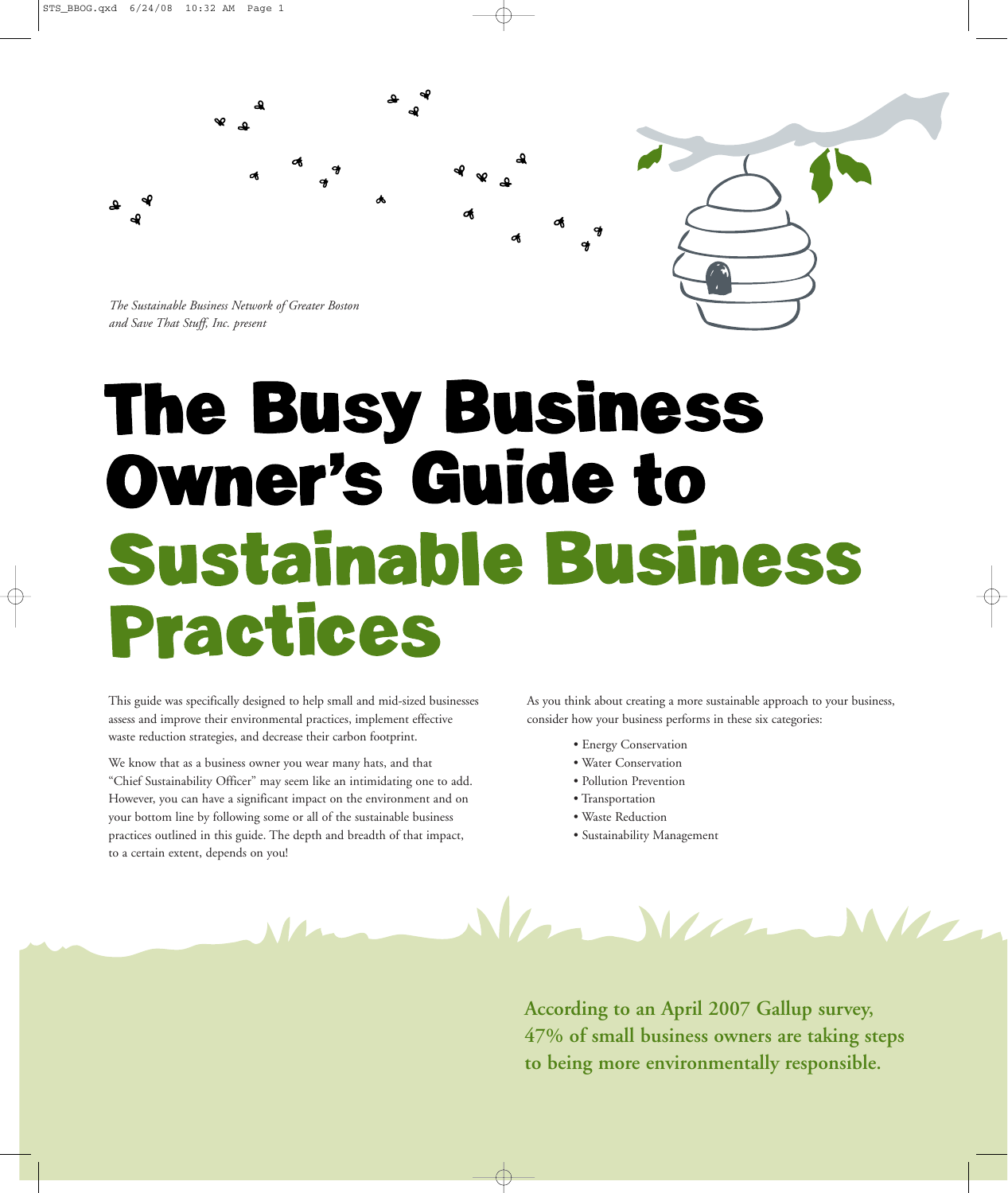*The Sustainable Business Network of Greater Boston and Save That Stuff, Inc. present*

# The Busy Business Owner's Guide to Sustainable Business Practices

This guide was specifically designed to help small and mid-sized businesses assess and improve their environmental practices, implement effective waste reduction strategies, and decrease their carbon footprint.

We know that as a business owner you wear many hats, and that "Chief Sustainability Officer" may seem like an intimidating one to add. However, you can have a significant impact on the environment and on your bottom line by following some or all of the sustainable business practices outlined in this guide. The depth and breadth of that impact, to a certain extent, depends on you!

As you think about creating a more sustainable approach to your business, consider how your business performs in these six categories:

- Energy Conservation
- Water Conservation
- Pollution Prevention
- Transportation
- Waste Reduction
- Sustainability Management

**According to an April 2007 Gallup survey, 47% of small business owners are taking steps to being more environmentally responsible.**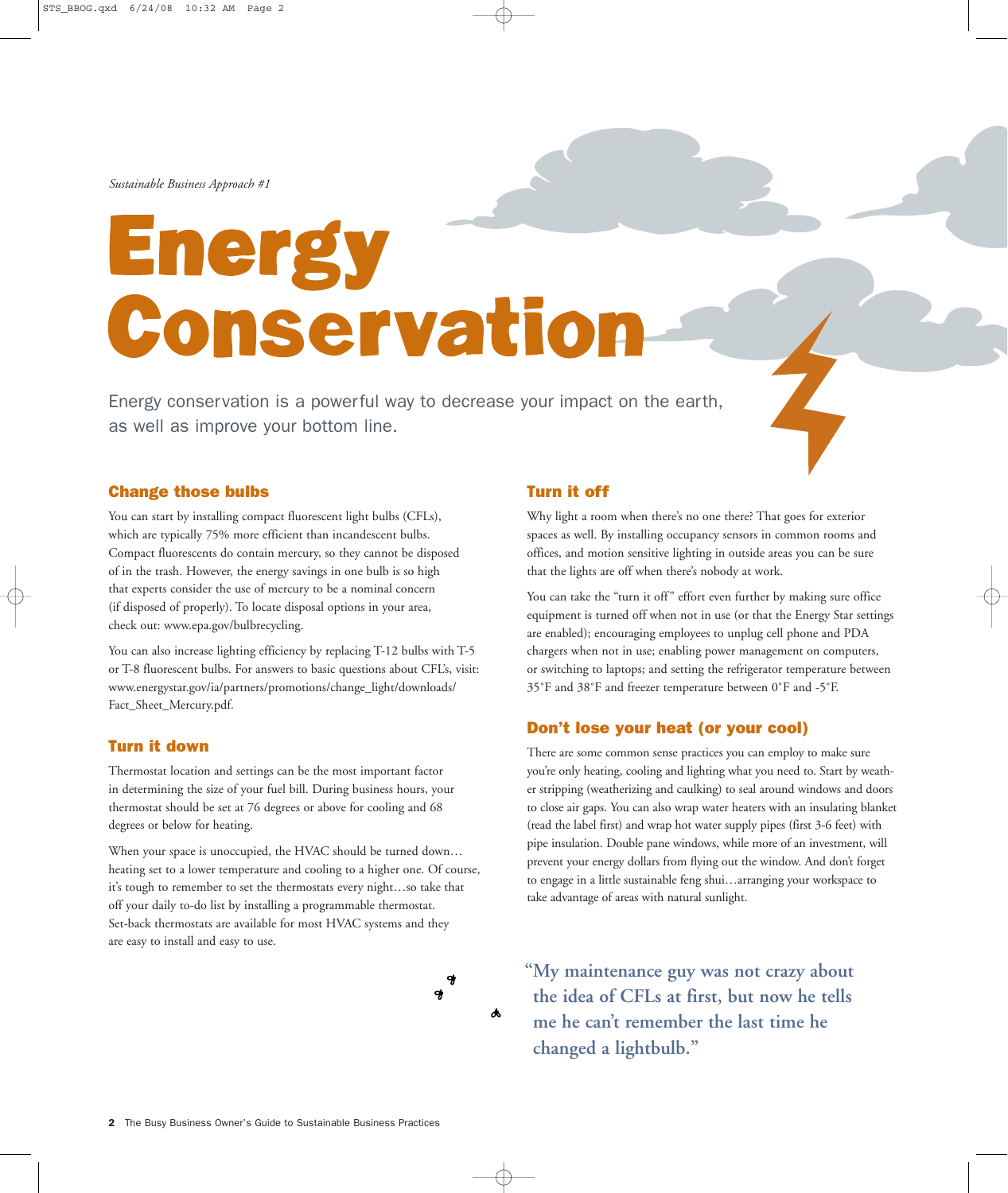*Sustainable Business Approach #1*

# Energy Conservation

Energy conservation is a powerful way to decrease your impact on the earth, as well as improve your bottom line.

## Change those bulbs

You can start by installing compact fluorescent light bulbs (CFLs), which are typically 75% more efficient than incandescent bulbs. Compact fluorescents do contain mercury, so they cannot be disposed of in the trash. However, the energy savings in one bulb is so high that experts consider the use of mercury to be a nominal concern (if disposed of properly). To locate disposal options in your area, check out: www.epa.gov/bulbrecycling.

You can also increase lighting efficiency by replacing T-12 bulbs with T-5 or T-8 fluorescent bulbs. For answers to basic questions about CFL's, visit: www.energystar.gov/ia/partners/promotions/change_light/downloads/Fact_Sheet_Mercury.pdf.

## Turn it down

Thermostat location and settings can be the most important factor in determining the size of your fuel bill. During business hours, your thermostat should be set at 76 degrees or above for cooling and 68 degrees or below for heating.

When your space is unoccupied, the HVAC should be turned down…heating set to a lower temperature and cooling to a higher one. Of course, it's tough to remember to set the thermostats every night…so take that off your daily to-do list by installing a programmable thermostat. Set-back thermostats are available for most HVAC systems and they are easy to install and easy to use.

## Turn it off

Why light a room when there's no one there? That goes for exterior spaces as well. By installing occupancy sensors in common rooms and offices, and motion sensitive lighting in outside areas you can be sure that the lights are off when there's nobody at work.

You can take the "turn it off" effort even further by making sure office equipment is turned off when not in use (or that the Energy Star settings are enabled); encouraging employees to unplug cell phone and PDA chargers when not in use; enabling power management on computers, or switching to laptops; and setting the refrigerator temperature between 35°F and 38°F and freezer temperature between 0°F and -5°F.

## Don't lose your heat (or your cool)

There are some common sense practices you can employ to make sure you're only heating, cooling and lighting what you need to. Start by weather stripping (weatherizing and caulking) to seal around windows and doors to close air gaps. You can also wrap water heaters with an insulating blanket (read the label first) and wrap hot water supply pipes (first 3-6 feet) with pipe insulation. Double pane windows, while more of an investment, will prevent your energy dollars from flying out the window. And don't forget to engage in a little sustainable feng shui…arranging your workspace to take advantage of areas with natural sunlight.

**"My maintenance guy was not crazy about the idea of CFLs at first, but now he tells me he can't remember the last time he changed a lightbulb."**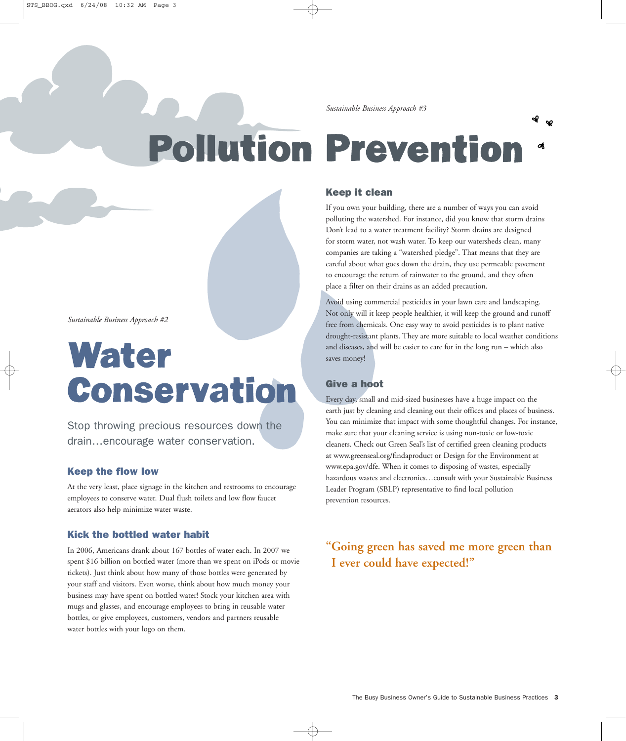*Sustainable Business Approach #2*

# Water Conservation

Stop throwing precious resources down the drain…encourage water conservation.

### Keep the flow low

At the very least, place signage in the kitchen and restrooms to encourage employees to conserve water. Dual flush toilets and low flow faucet aerators also help minimize water waste.

### Kick the bottled water habit

In 2006, Americans drank about 167 bottles of water each. In 2007 we spent $16 billion on bottled water (more than we spent on iPods or movie tickets). Just think about how many of those bottles were generated by your staff and visitors. Even worse, think about how much money your business may have spent on bottled water! Stock your kitchen area with mugs and glasses, and encourage employees to bring in reusable water bottles, or give employees, customers, vendors and partners reusable water bottles with your logo on them.

*Sustainable Business Approach #3*

# Pollution Prevention

### Keep it clean

If you own your building, there are a number of ways you can avoid polluting the watershed. For instance, did you know that storm drains Don't lead to a water treatment facility? Storm drains are designed for storm water, not wash water. To keep our watersheds clean, many companies are taking a "watershed pledge". That means that they are careful about what goes down the drain, they use permeable pavement to encourage the return of rainwater to the ground, and they often place a filter on their drains as an added precaution.

Avoid using commercial pesticides in your lawn care and landscaping. Not only will it keep people healthier, it will keep the ground and runoff free from chemicals. One easy way to avoid pesticides is to plant native drought-resistant plants. They are more suitable to local weather conditions and diseases, and will be easier to care for in the long run – which also saves money!

### Give a hoot

Every day, small and mid-sized businesses have a huge impact on the earth just by cleaning and cleaning out their offices and places of business. You can minimize that impact with some thoughtful changes. For instance, make sure that your cleaning service is using non-toxic or low-toxic cleaners. Check out Green Seal's list of certified green cleaning products at www.greenseal.org/findaproduct or Design for the Environment at www.epa.gov/dfe. When it comes to disposing of wastes, especially hazardous wastes and electronics…consult with your Sustainable Business Leader Program (SBLP) representative to find local pollution prevention resources.

**"Going green has saved me more green than I ever could have expected!"**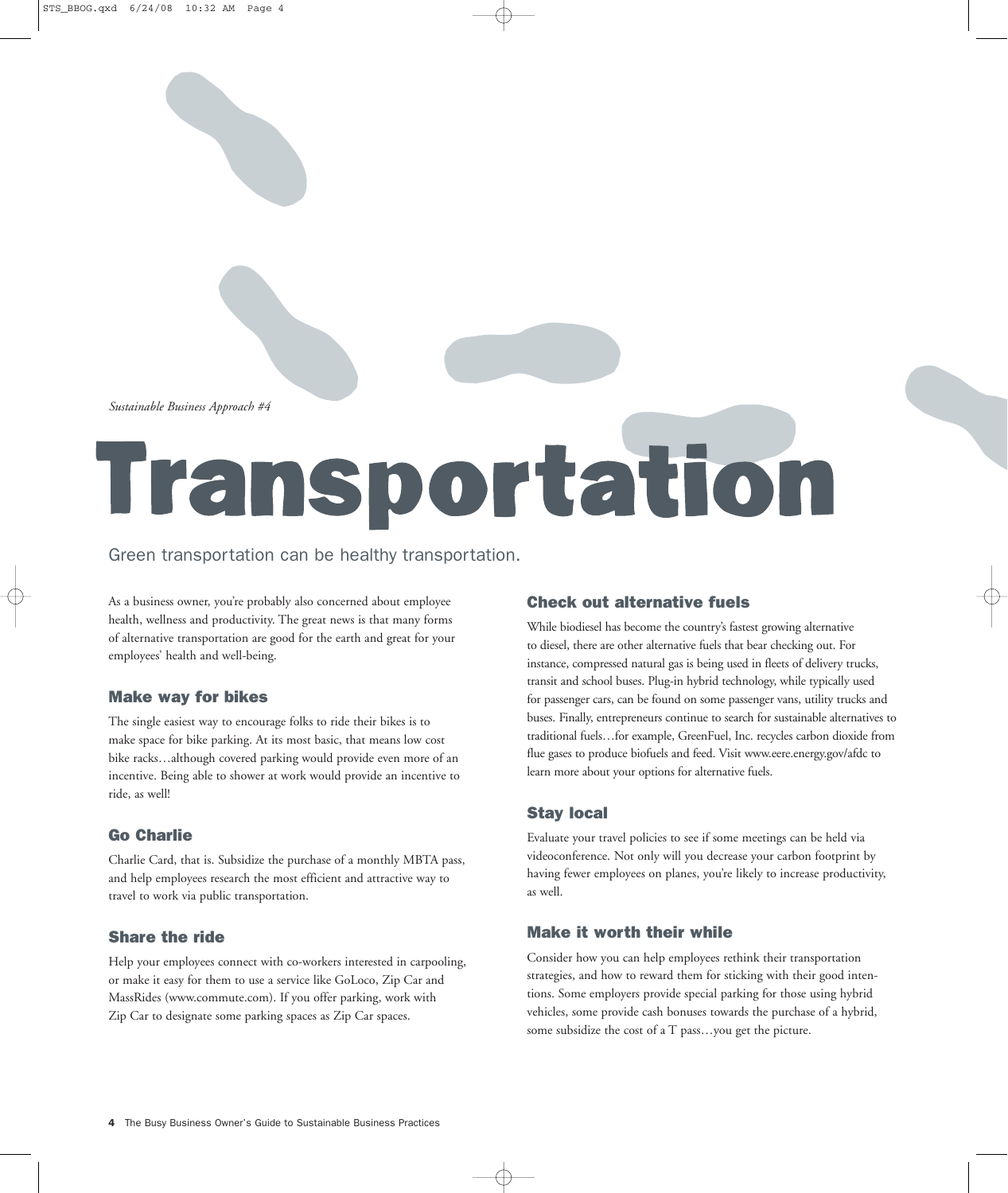*Sustainable Business Approach #4*

# Transportation

Green transportation can be healthy transportation.

As a business owner, you're probably also concerned about employee health, wellness and productivity. The great news is that many forms of alternative transportation are good for the earth and great for your employees' health and well-being.

### Make way for bikes

The single easiest way to encourage folks to ride their bikes is to make space for bike parking. At its most basic, that means low cost bike racks…although covered parking would provide even more of an incentive. Being able to shower at work would provide an incentive to ride, as well!

### Go Charlie

Charlie Card, that is. Subsidize the purchase of a monthly MBTA pass, and help employees research the most efficient and attractive way to travel to work via public transportation.

### Share the ride

Help your employees connect with co-workers interested in carpooling, or make it easy for them to use a service like GoLoco, Zip Car and MassRides (www.commute.com). If you offer parking, work with Zip Car to designate some parking spaces as Zip Car spaces.

### Check out alternative fuels

While biodiesel has become the country's fastest growing alternative to diesel, there are other alternative fuels that bear checking out. For instance, compressed natural gas is being used in fleets of delivery trucks, transit and school buses. Plug-in hybrid technology, while typically used for passenger cars, can be found on some passenger vans, utility trucks and buses. Finally, entrepreneurs continue to search for sustainable alternatives to traditional fuels…for example, GreenFuel, Inc. recycles carbon dioxide from flue gases to produce biofuels and feed. Visit www.eere.energy.gov/afdc to learn more about your options for alternative fuels.

### Stay local

Evaluate your travel policies to see if some meetings can be held via videoconference. Not only will you decrease your carbon footprint by having fewer employees on planes, you're likely to increase productivity, as well.

### Make it worth their while

Consider how you can help employees rethink their transportation strategies, and how to reward them for sticking with their good intentions. Some employers provide special parking for those using hybrid vehicles, some provide cash bonuses towards the purchase of a hybrid, some subsidize the cost of a T pass…you get the picture.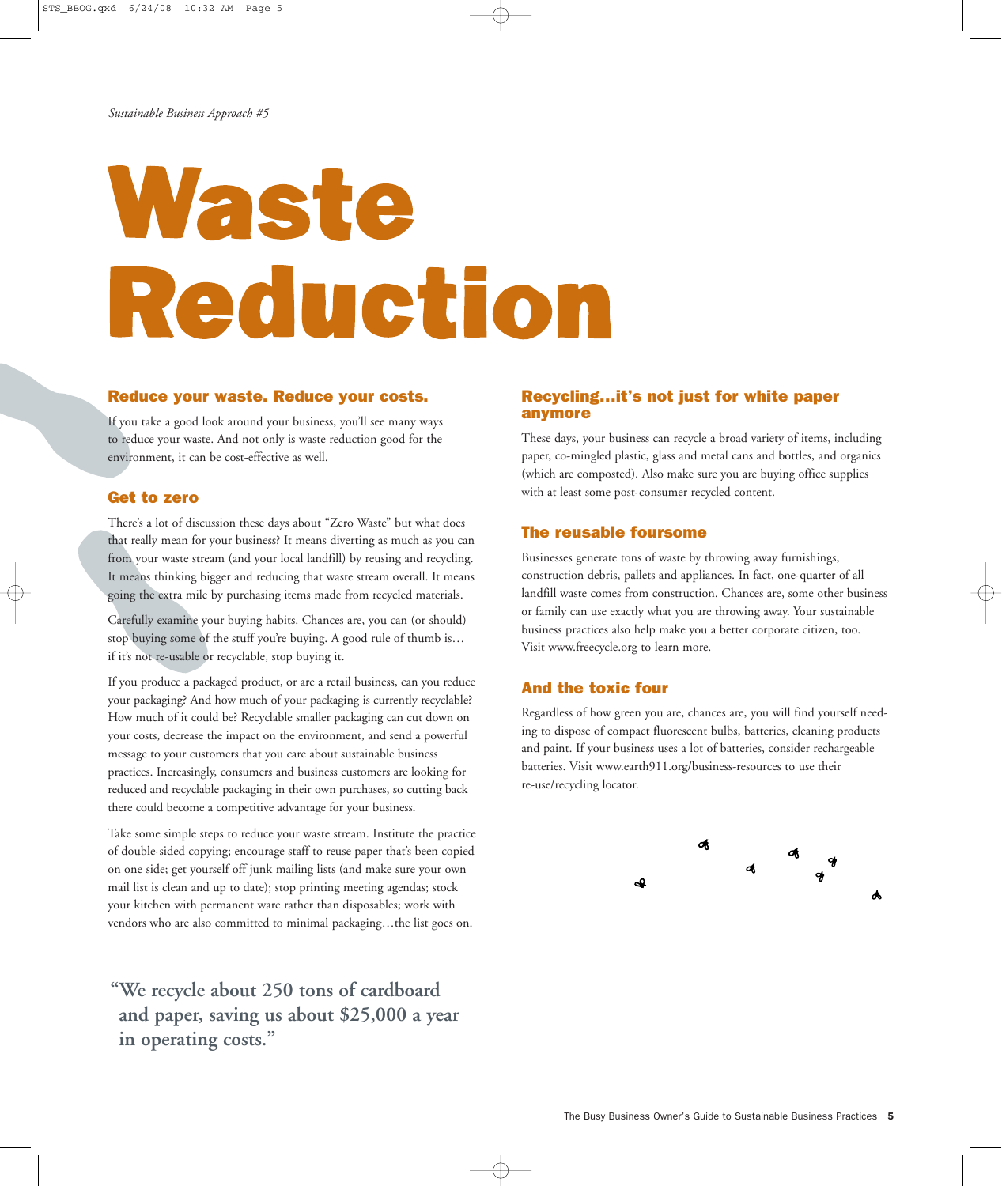*Sustainable Business Approach #5*

# Waste Reduction

## Reduce your waste. Reduce your costs.

If you take a good look around your business, you'll see many ways to reduce your waste. And not only is waste reduction good for the environment, it can be cost-effective as well.

## Get to zero

There's a lot of discussion these days about "Zero Waste" but what does that really mean for your business? It means diverting as much as you can from your waste stream (and your local landfill) by reusing and recycling. It means thinking bigger and reducing that waste stream overall. It means going the extra mile by purchasing items made from recycled materials.

Carefully examine your buying habits. Chances are, you can (or should) stop buying some of the stuff you're buying. A good rule of thumb is… if it's not re-usable or recyclable, stop buying it.

If you produce a packaged product, or are a retail business, can you reduce your packaging? And how much of your packaging is currently recyclable? How much of it could be? Recyclable smaller packaging can cut down on your costs, decrease the impact on the environment, and send a powerful message to your customers that you care about sustainable business practices. Increasingly, consumers and business customers are looking for reduced and recyclable packaging in their own purchases, so cutting back there could become a competitive advantage for your business.

Take some simple steps to reduce your waste stream. Institute the practice of double-sided copying; encourage staff to reuse paper that's been copied on one side; get yourself off junk mailing lists (and make sure your own mail list is clean and up to date); stop printing meeting agendas; stock your kitchen with permanent ware rather than disposables; work with vendors who are also committed to minimal packaging…the list goes on.

**"We recycle about 250 tons of cardboard and paper, saving us about $25,000 a year in operating costs."**

## Recycling…it's not just for white paper anymore

These days, your business can recycle a broad variety of items, including paper, co-mingled plastic, glass and metal cans and bottles, and organics (which are composted). Also make sure you are buying office supplies with at least some post-consumer recycled content.

## The reusable foursome

Businesses generate tons of waste by throwing away furnishings, construction debris, pallets and appliances. In fact, one-quarter of all landfill waste comes from construction. Chances are, some other business or family can use exactly what you are throwing away. Your sustainable business practices also help make you a better corporate citizen, too. Visit www.freecycle.org to learn more.

## And the toxic four

Regardless of how green you are, chances are, you will find yourself needing to dispose of compact fluorescent bulbs, batteries, cleaning products and paint. If your business uses a lot of batteries, consider rechargeable batteries. Visit www.earth911.org/business-resources to use their re-use/recycling locator.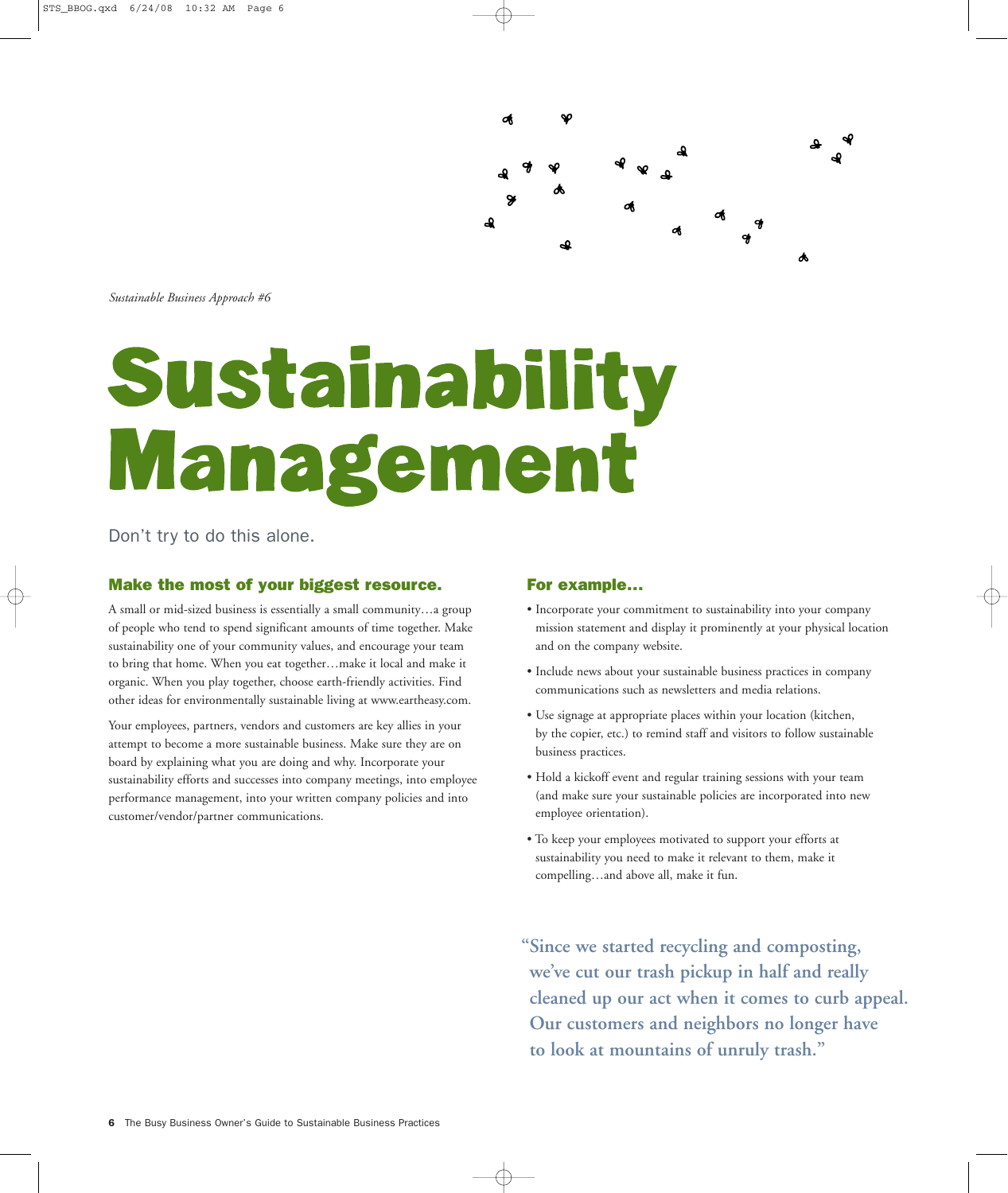*Sustainable Business Approach #6*

# Sustainability Management

Don't try to do this alone.

### Make the most of your biggest resource.

A small or mid-sized business is essentially a small community…a group of people who tend to spend significant amounts of time together. Make sustainability one of your community values, and encourage your team to bring that home. When you eat together…make it local and make it organic. When you play together, choose earth-friendly activities. Find other ideas for environmentally sustainable living at www.eartheasy.com.

Your employees, partners, vendors and customers are key allies in your attempt to become a more sustainable business. Make sure they are on board by explaining what you are doing and why. Incorporate your sustainability efforts and successes into company meetings, into employee performance management, into your written company policies and into customer/vendor/partner communications.

### For example…

- Incorporate your commitment to sustainability into your company mission statement and display it prominently at your physical location and on the company website.
- Include news about your sustainable business practices in company communications such as newsletters and media relations.
- Use signage at appropriate places within your location (kitchen, by the copier, etc.) to remind staff and visitors to follow sustainable business practices.
- Hold a kickoff event and regular training sessions with your team (and make sure your sustainable policies are incorporated into new employee orientation).
- To keep your employees motivated to support your efforts at sustainability you need to make it relevant to them, make it compelling…and above all, make it fun.

**"Since we started recycling and composting, we've cut our trash pickup in half and really cleaned up our act when it comes to curb appeal. Our customers and neighbors no longer have to look at mountains of unruly trash."**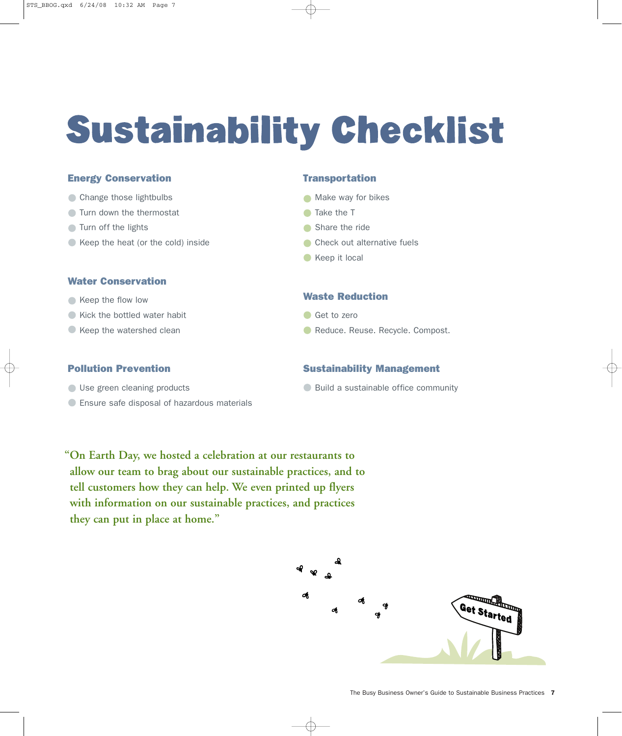# Sustainability Checklist

### Energy Conservation

- Change those lightbulbs
- Turn down the thermostat
- Turn off the lights
- Keep the heat (or the cold) inside

### Water Conservation

- Keep the flow low
- Kick the bottled water habit
- Keep the watershed clean

### Pollution Prevention

- Use green cleaning products
- Ensure safe disposal of hazardous materials

### Transportation

- Make way for bikes
- Take the T
- Share the ride
- Check out alternative fuels
- Keep it local

### Waste Reduction

- Get to zero
- Reduce. Reuse. Recycle. Compost.

### Sustainability Management

- Build a sustainable office community

**"On Earth Day, we hosted a celebration at our restaurants to allow our team to brag about our sustainable practices, and to tell customers how they can help. We even printed up flyers with information on our sustainable practices, and practices they can put in place at home."**

Get Started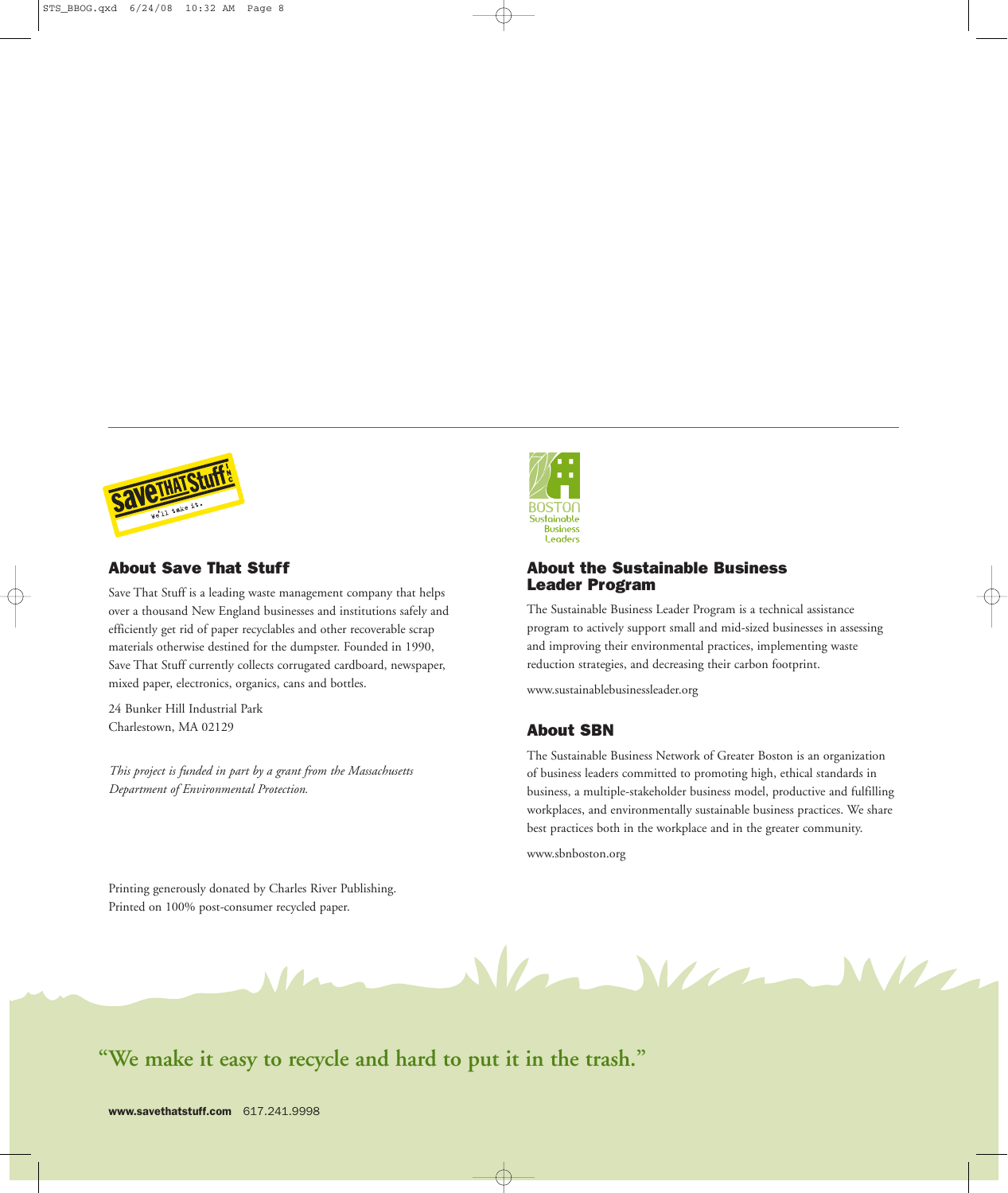## About Save That Stuff

Save That Stuff is a leading waste management company that helps over a thousand New England businesses and institutions safely and efficiently get rid of paper recyclables and other recoverable scrap materials otherwise destined for the dumpster. Founded in 1990, Save That Stuff currently collects corrugated cardboard, newspaper, mixed paper, electronics, organics, cans and bottles.

24 Bunker Hill Industrial Park
Charlestown, MA 02129

*This project is funded in part by a grant from the Massachusetts Department of Environmental Protection.*

## About the Sustainable Business Leader Program

The Sustainable Business Leader Program is a technical assistance program to actively support small and mid-sized businesses in assessing and improving their environmental practices, implementing waste reduction strategies, and decreasing their carbon footprint.

www.sustainablebusinessleader.org

## About SBN

The Sustainable Business Network of Greater Boston is an organization of business leaders committed to promoting high, ethical standards in business, a multiple-stakeholder business model, productive and fulfilling workplaces, and environmentally sustainable business practices. We share best practices both in the workplace and in the greater community.

www.sbnboston.org

Printing generously donated by Charles River Publishing.
Printed on 100% post-consumer recycled paper.

**"We make it easy to recycle and hard to put it in the trash."**

**www.savethatstuff.com** 617.241.9998